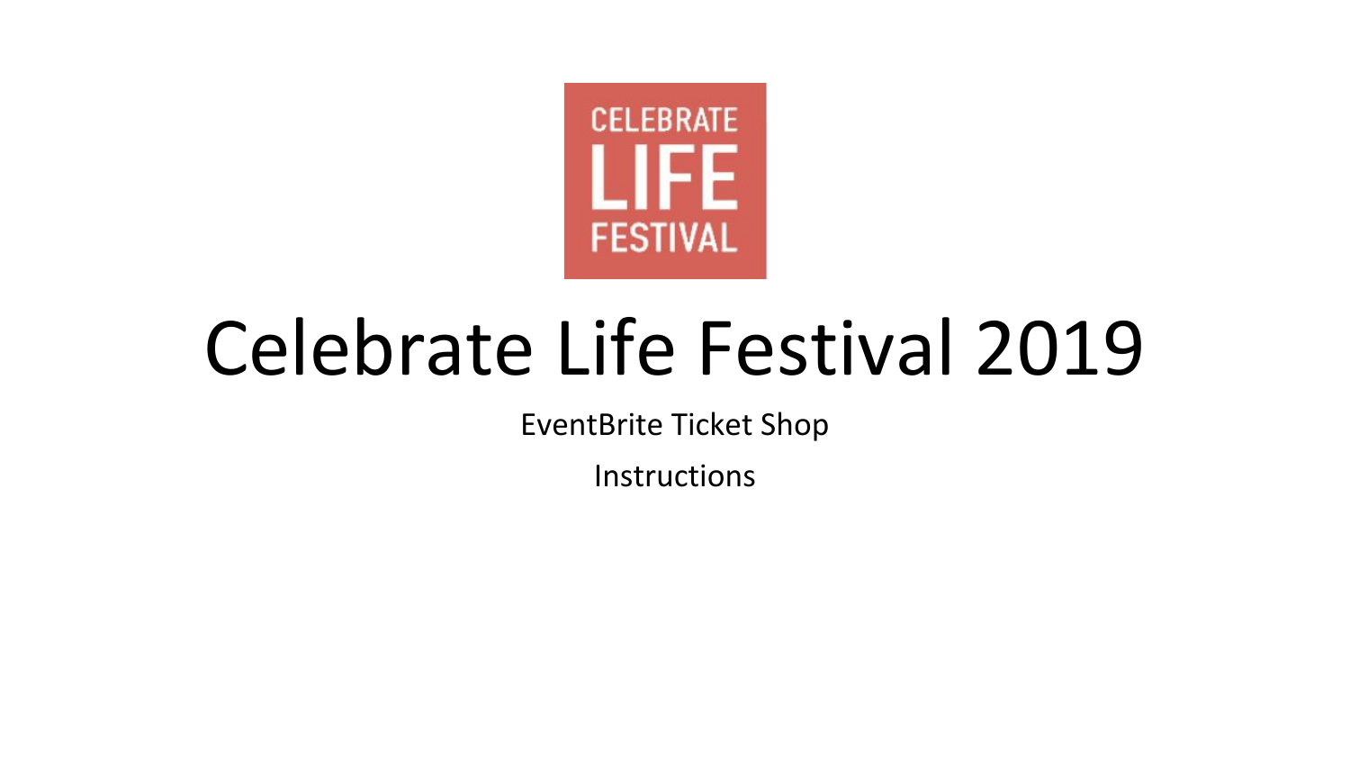CELEBRATE
LIFE
FESTIVAL

# Celebrate Life Festival 2019

EventBrite Ticket Shop

Instructions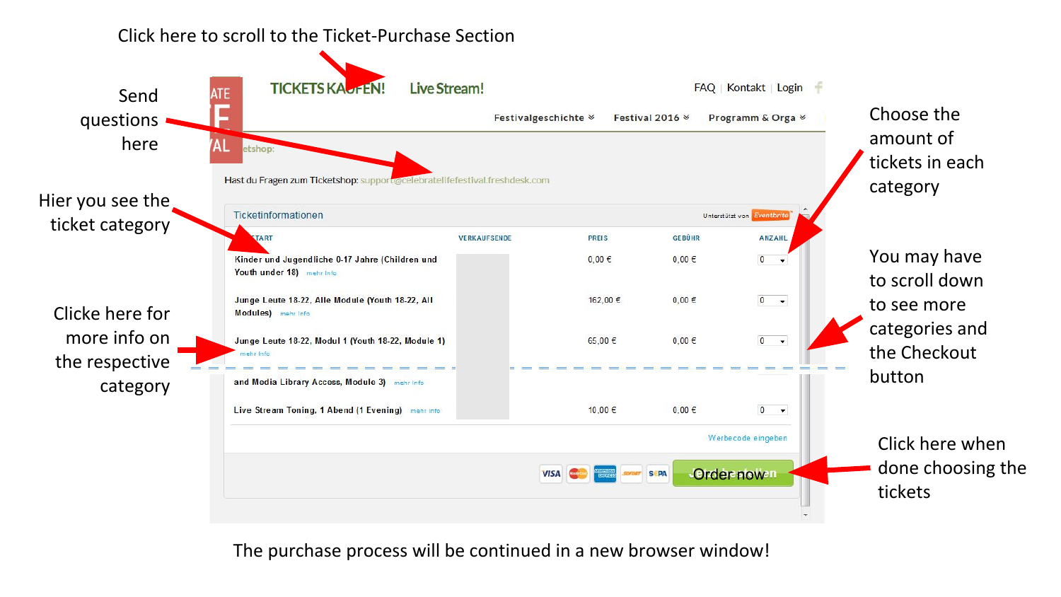Click here to scroll to the Ticket-Purchase Section

Send questions here

Hier you see the ticket category

Clicke here for more info on the respective category

Choose the amount of tickets in each category

You may have to scroll down to see more categories and the Checkout button

Click here when done choosing the tickets

TICKETS KAUFEN! Live Stream! FAQ | Kontakt | Login

Festivalgeschichte Festival 2016 Programm & Orga

etshop:

Hast du Fragen zum Ticketshop: support@celebratelifefestival.freshdesk.com

Ticketinformationen — Unterstützt von Eventbrite

| TICKETART | VERKAUFSENDE | PREIS | GEBÜHR | ANZAHL |
| --- | --- | --- | --- | --- |
| Kinder und Jugendliche 0-17 Jahre (Children und Youth under 18) mehr Info | | 0,00 € | 0,00 € | 0 |
| Junge Leute 18-22, Alle Module (Youth 18-22, All Modules) mehr Info | | 162,00 € | 0,00 € | 0 |
| Junge Leute 18-22, Modul 1 (Youth 18-22, Module 1) mehr Info | | 65,00 € | 0,00 € | 0 |
| and Media Library Access, Module 3) mehr Info | | | | |
| Live Stream Toning, 1 Abend (1 Evening) mehr Info | | 10,00 € | 0,00 € | 0 |

Werbecode eingeben

Order now

The purchase process will be continued in a new browser window!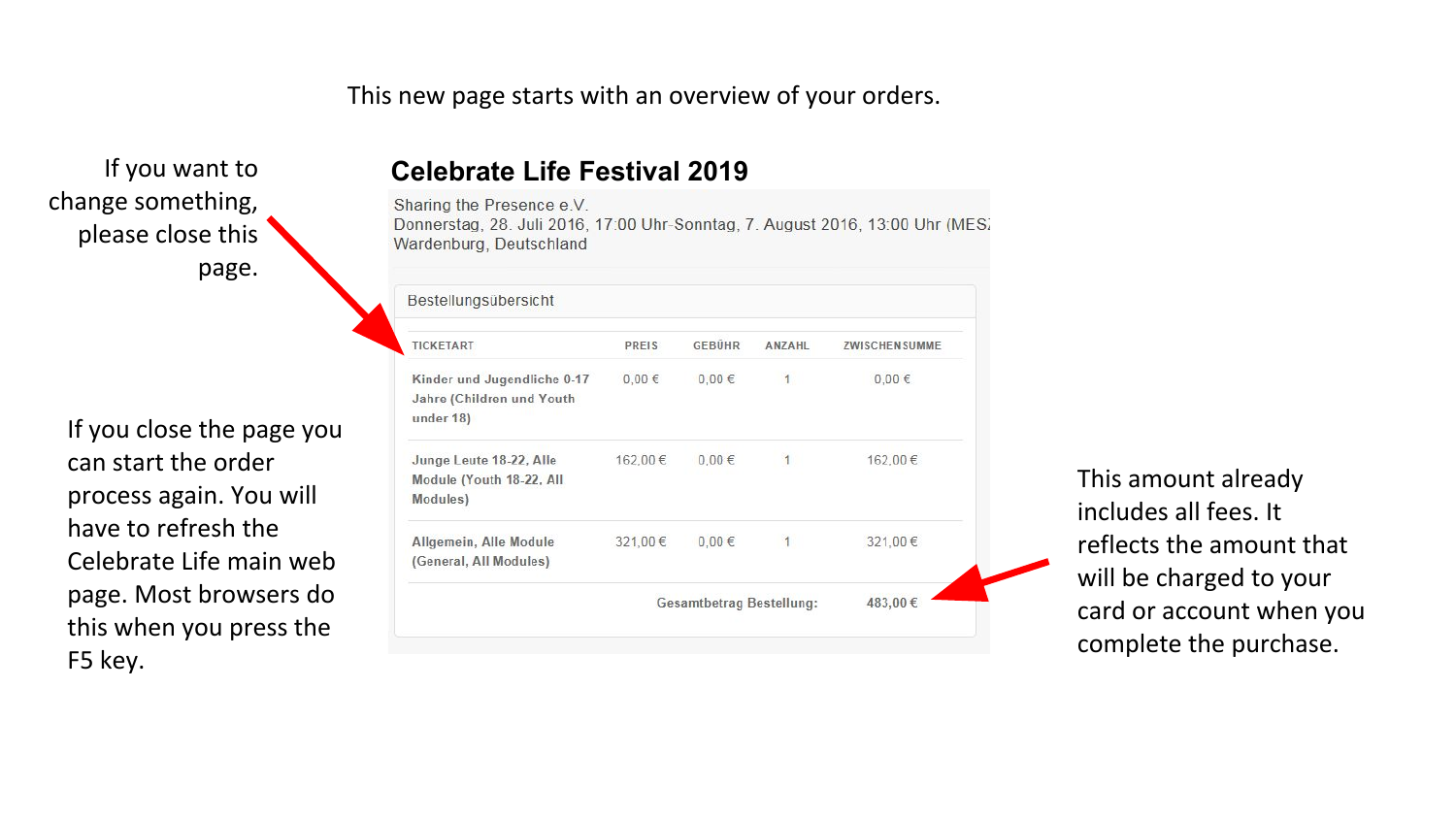This new page starts with an overview of your orders.

If you want to change something, please close this page.

If you close the page you can start the order process again. You will have to refresh the Celebrate Life main web page. Most browsers do this when you press the F5 key.

## Celebrate Life Festival 2019

Sharing the Presence e.V.
Donnerstag, 28. Juli 2016, 17:00 Uhr-Sonntag, 7. August 2016, 13:00 Uhr (MES
Wardenburg, Deutschland

Bestellungsübersicht

| TICKETART | PREIS | GEBÜHR | ANZAHL | ZWISCHENSUMME |
|---|---|---|---|---|
| Kinder und Jugendliche 0-17 Jahre (Children und Youth under 18) | 0,00 € | 0,00 € | 1 | 0,00 € |
| Junge Leute 18-22, Alle Module (Youth 18-22, All Modules) | 162,00 € | 0,00 € | 1 | 162,00 € |
| Allgemein, Alle Module (General, All Modules) | 321,00 € | 0,00 € | 1 | 321,00 € |
| | | | Gesamtbetrag Bestellung: | 483,00 € |

This amount already includes all fees. It reflects the amount that will be charged to your card or account when you complete the purchase.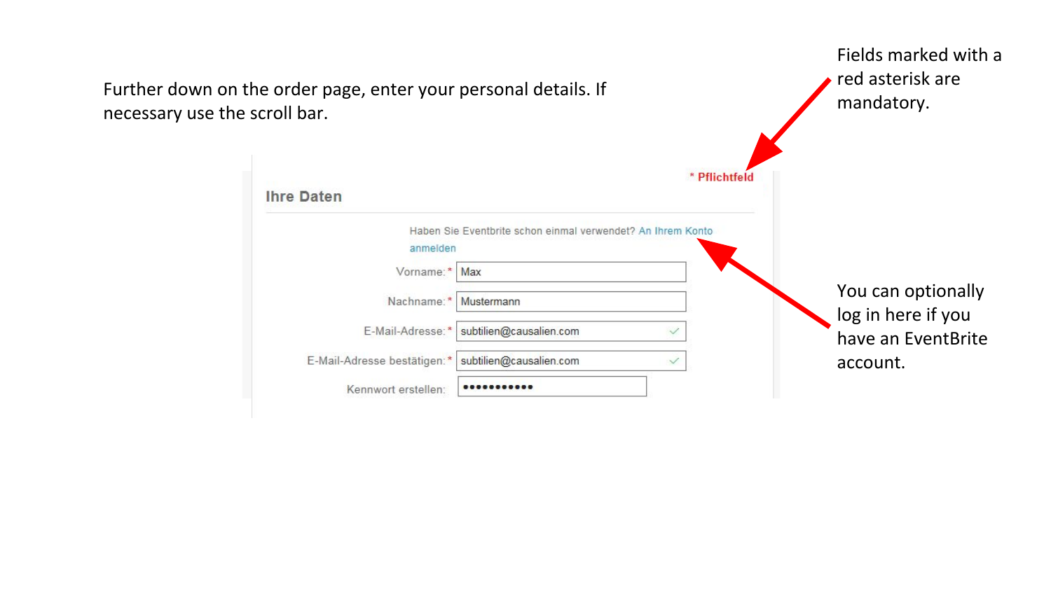Further down on the order page, enter your personal details. If necessary use the scroll bar.

Fields marked with a red asterisk are mandatory.

* Pflichtfeld

**Ihre Daten**

Haben Sie Eventbrite schon einmal verwendet? An Ihrem Konto anmelden

Vorname: * Max

Nachname: * Mustermann

E-Mail-Adresse: * subtilien@causalien.com

E-Mail-Adresse bestätigen: * subtilien@causalien.com

Kennwort erstellen: ••••••••••••

You can optionally log in here if you have an EventBrite account.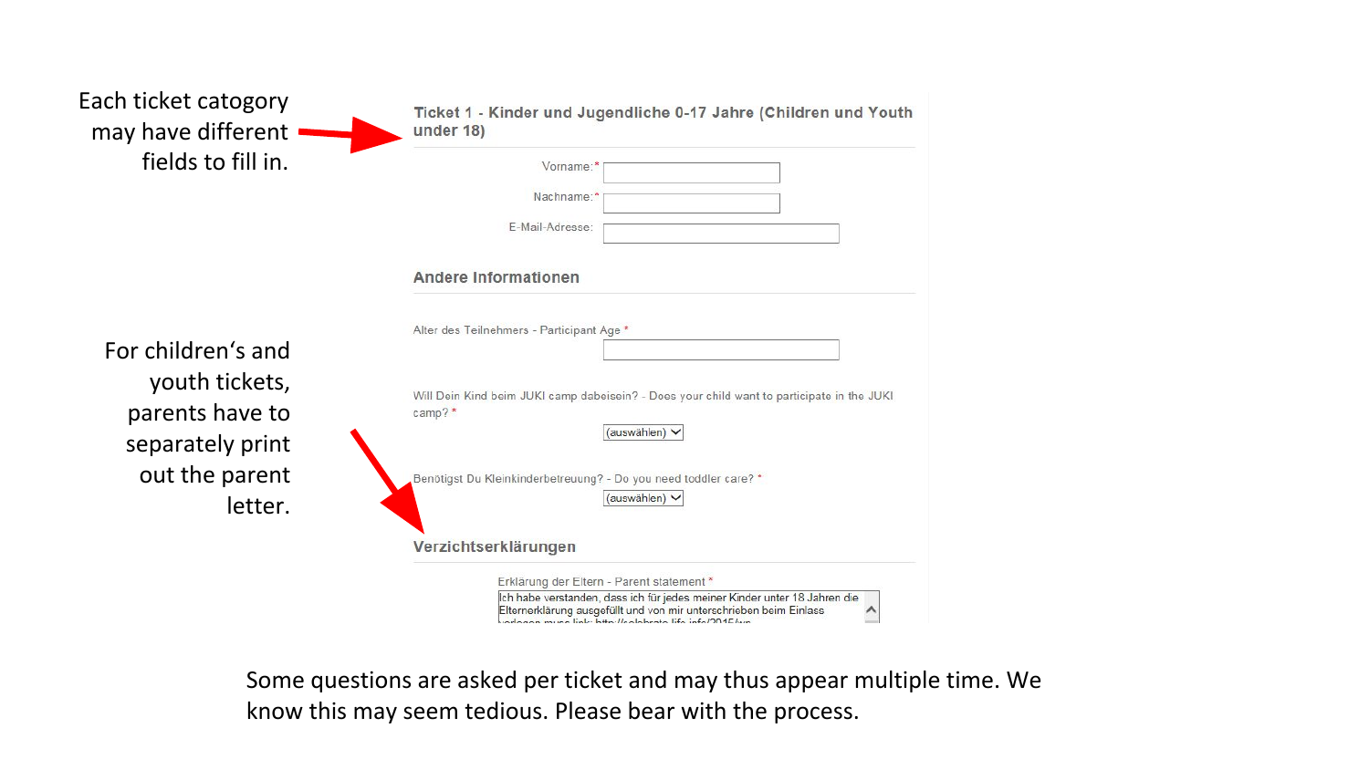Each ticket catogory may have different fields to fill in.

**Ticket 1 - Kinder und Jugendliche 0-17 Jahre (Children und Youth under 18)**

Vorname: *

Nachname: *

E-Mail-Adresse:

**Andere Informationen**

Alter des Teilnehmers - Participant Age *

Will Dein Kind beim JUKI camp dabeisein? - Does your child want to participate in the JUKI camp? *

(auswählen)

Benötigst Du Kleinkinderbetreuung? - Do you need toddler care? *

(auswählen)

For children's and youth tickets, parents have to separately print out the parent letter.

**Verzichtserklärungen**

Erklärung der Eltern - Parent statement *

Ich habe verstanden, dass ich für jedes meiner Kinder unter 18 Jahren die Elternerklärung ausgefüllt und von mir unterschrieben beim Einlass vorlegen muss link: http://celebrate-life.info/2015/wp

Some questions are asked per ticket and may thus appear multiple time. We know this may seem tedious. Please bear with the process.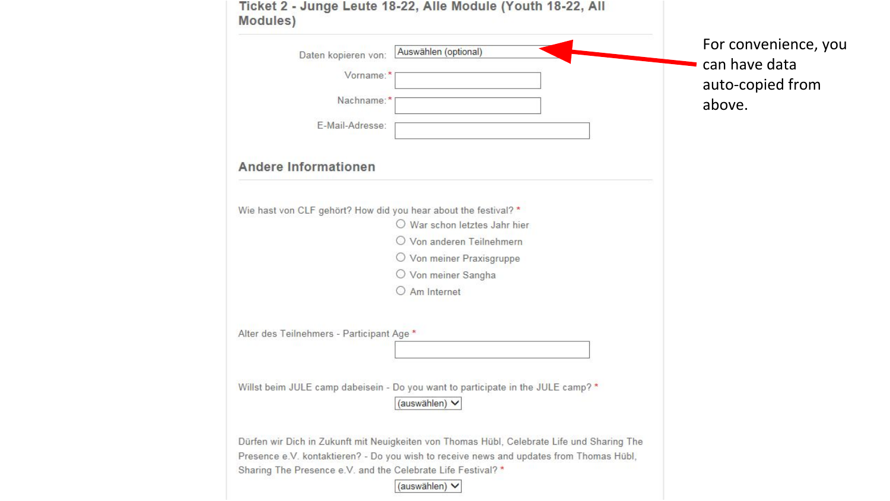### Ticket 2 - Junge Leute 18-22, Alle Module (Youth 18-22, All Modules)

Daten kopieren von: Auswählen (optional)

Vorname: *

Nachname: *

E-Mail-Adresse:

For convenience, you can have data auto-copied from above.

### Andere Informationen

Wie hast von CLF gehört? How did you hear about the festival? *

- War schon letztes Jahr hier
- Von anderen Teilnehmern
- Von meiner Praxisgruppe
- Von meiner Sangha
- Am Internet

Alter des Teilnehmers - Participant Age *

Willst beim JULE camp dabeisein - Do you want to participate in the JULE camp? *

(auswählen)

Dürfen wir Dich in Zukunft mit Neuigkeiten von Thomas Hübl, Celebrate Life und Sharing The Presence e.V. kontaktieren? - Do you wish to receive news and updates from Thomas Hübl, Sharing The Presence e.V. and the Celebrate Life Festival? *

(auswählen)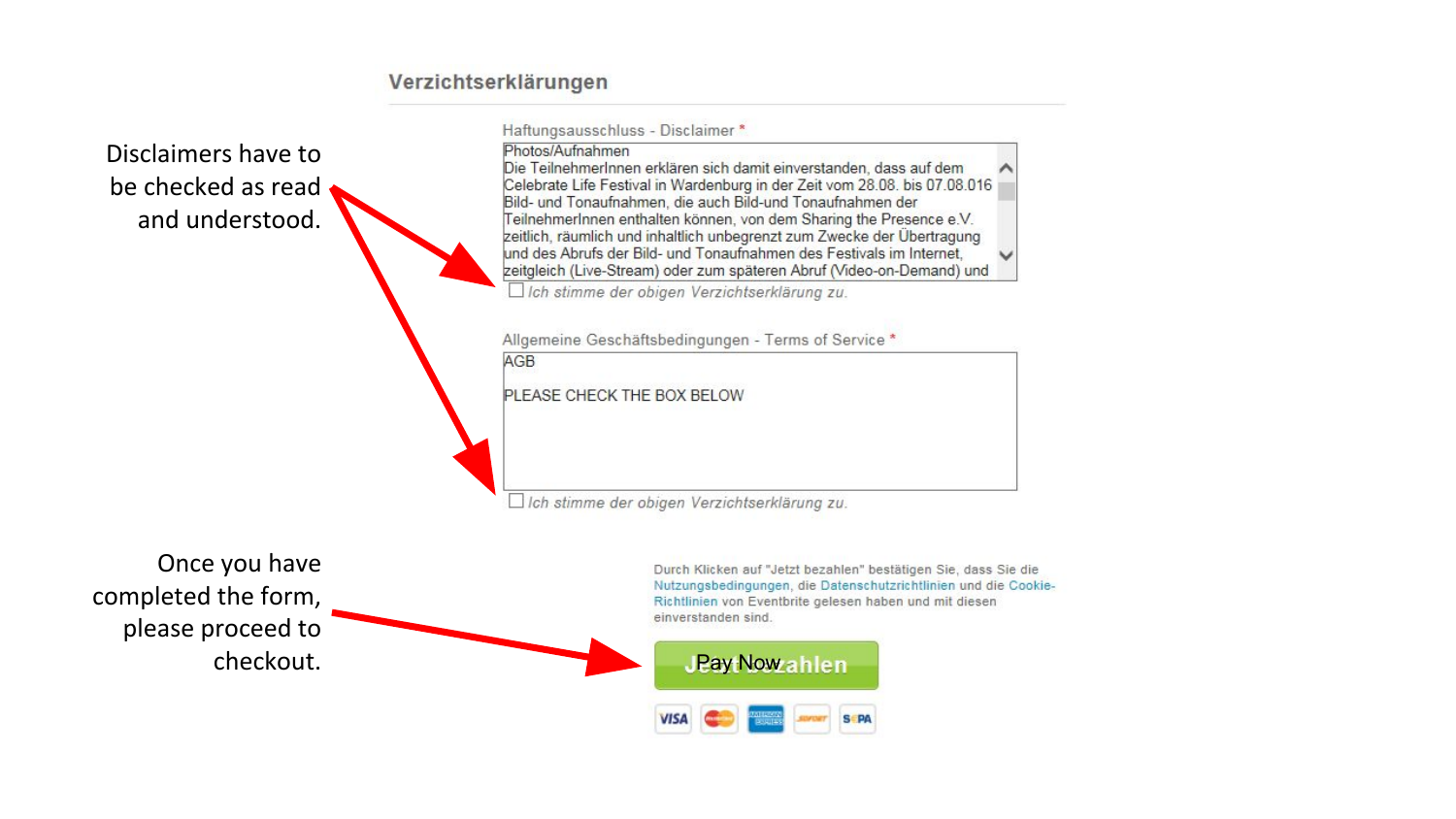Disclaimers have to be checked as read and understood.

## Verzichtserklärungen

Haftungsausschluss - Disclaimer *

Photos/Aufnahmen
Die TeilnehmerInnen erklären sich damit einverstanden, dass auf dem Celebrate Life Festival in Wardenburg in der Zeit vom 28.08. bis 07.08.016 Bild- und Tonaufnahmen, die auch Bild-und Tonaufnahmen der TeilnehmerInnen enthalten können, von dem Sharing the Presence e.V. zeitlich, räumlich und inhaltlich unbegrenzt zum Zwecke der Übertragung und des Abrufs der Bild- und Tonaufnahmen des Festivals im Internet, zeitgleich (Live-Stream) oder zum späteren Abruf (Video-on-Demand) und

☐ Ich stimme der obigen Verzichtserklärung zu.

Allgemeine Geschäftsbedingungen - Terms of Service *

AGB

PLEASE CHECK THE BOX BELOW

☐ Ich stimme der obigen Verzichtserklärung zu.

Once you have completed the form, please proceed to checkout.

Durch Klicken auf "Jetzt bezahlen" bestätigen Sie, dass Sie die Nutzungsbedingungen, die Datenschutzrichtlinien und die Cookie-Richtlinien von Eventbrite gelesen haben und mit diesen einverstanden sind.

Pay Now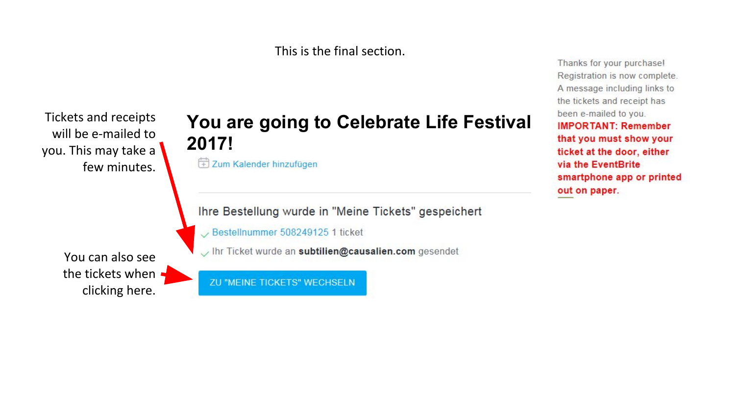This is the final section.

Tickets and receipts will be e-mailed to you. This may take a few minutes.

You can also see the tickets when clicking here.

# You are going to Celebrate Life Festival 2017!

Zum Kalender hinzufügen

Ihre Bestellung wurde in "Meine Tickets" gespeichert

- Bestellnummer 508249125 1 ticket
- Ihr Ticket wurde an **subtilien@causalien.com** gesendet

ZU "MEINE TICKETS" WECHSELN

Thanks for your purchase! Registration is now complete. A message including links to the tickets and receipt has been e-mailed to you.

**IMPORTANT: Remember that you must show your ticket at the door, either via the EventBrite smartphone app or printed out on paper.**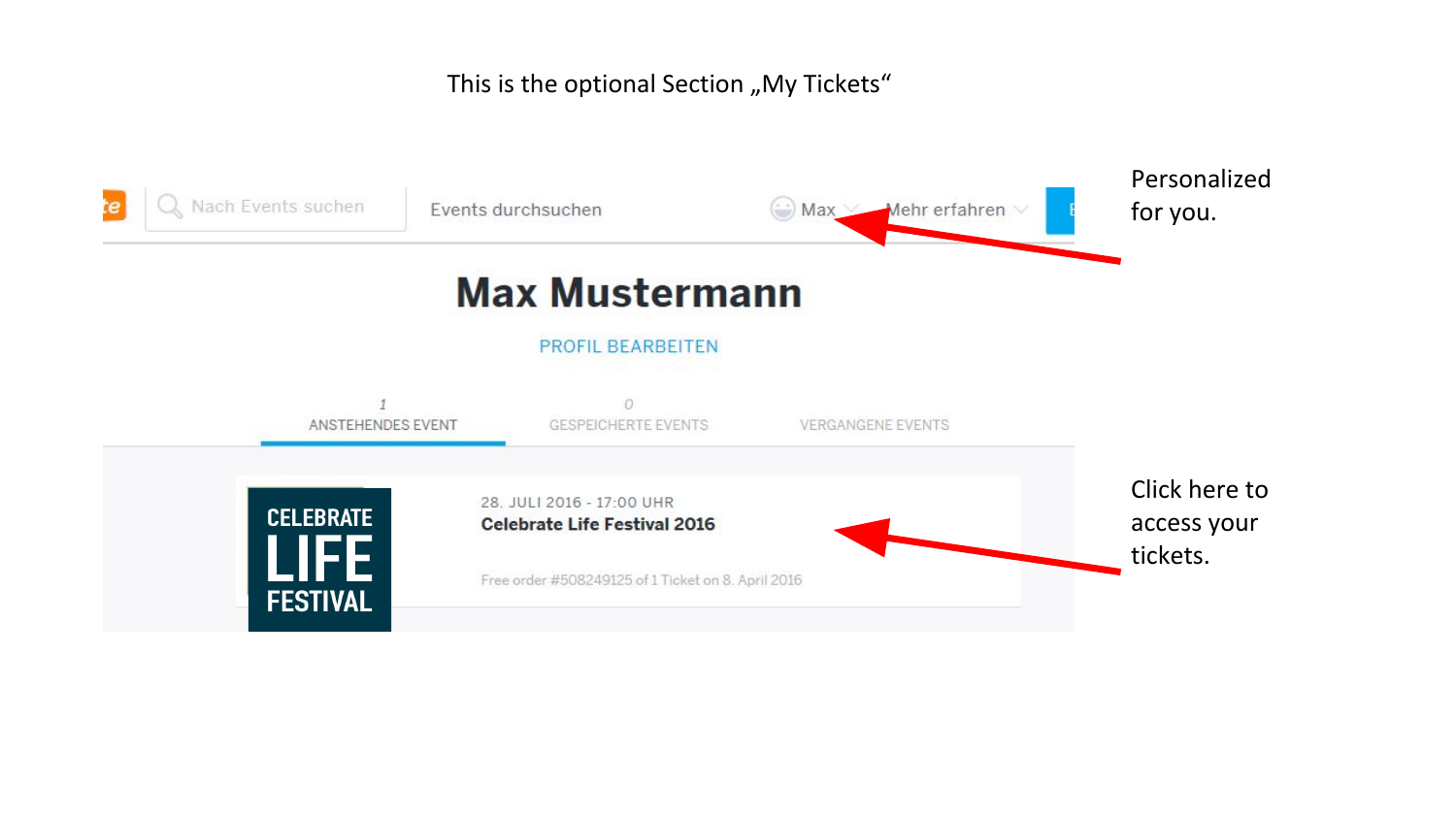This is the optional Section „My Tickets"

Nach Events suchen

Events durchsuchen

Max

Mehr erfahren

Personalized for you.

# Max Mustermann

PROFIL BEARBEITEN

1
ANSTEHENDES EVENT

0
GESPEICHERTE EVENTS

VERGANGENE EVENTS

CELEBRATE LIFE FESTIVAL

28. JULI 2016 - 17:00 UHR

**Celebrate Life Festival 2016**

Free order #508249125 of 1 Ticket on 8. April 2016

Click here to access your tickets.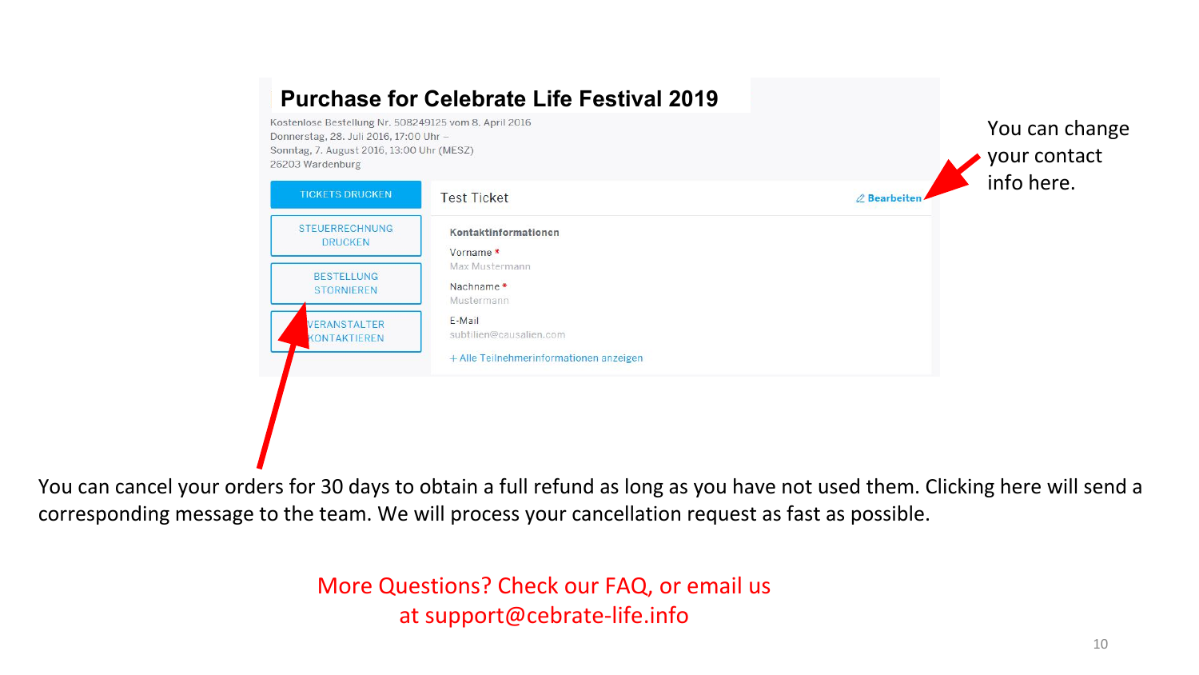# Purchase for Celebrate Life Festival 2019

Kostenlose Bestellung Nr. 508249125 vom 8. April 2016
Donnerstag, 28. Juli 2016, 17:00 Uhr –
Sonntag, 7. August 2016, 13:00 Uhr (MESZ)
26203 Wardenburg

TICKETS DRUCKEN

STEUERRECHNUNG DRUCKEN

BESTELLUNG STORNIEREN

VERANSTALTER KONTAKTIEREN

Test Ticket

Bearbeiten

**Kontaktinformationen**

Vorname *
Max Mustermann

Nachname *
Mustermann

E-Mail
subtilien@causalien.com

+ Alle Teilnehmerinformationen anzeigen

You can change your contact info here.

You can cancel your orders for 30 days to obtain a full refund as long as you have not used them. Clicking here will send a corresponding message to the team. We will process your cancellation request as fast as possible.

More Questions? Check our FAQ, or email us at support@cebrate-life.info